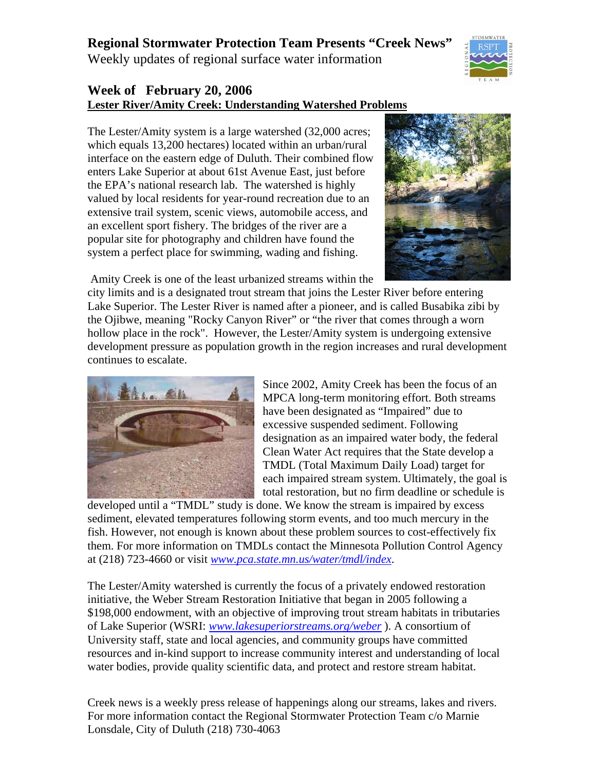# Regional Stormwater Protection Team Presents "Creek News"

Weekly updates of regional surface water information

## Week of February 20, 2006

**Lester River/Amity Creek: Understanding Watershed Problems**

The Lester/Amity system is a large watershed (32,000 acres; which equals 13,200 hectares) located within an urban/rural interface on the eastern edge of Duluth. Their combined flow enters Lake Superior at about 61st Avenue East, just before the EPA's national research lab. The watershed is highly valued by local residents for year-round recreation due to an extensive trail system, scenic views, automobile access, and an excellent sport fishery. The bridges of the river are a popular site for photography and children have found the system a perfect place for swimming, wading and fishing.

Amity Creek is one of the least urbanized streams within the city limits and is a designated trout stream that joins the Lester River before entering Lake Superior. The Lester River is named after a pioneer, and is called Busabika zibi by the Ojibwe, meaning "Rocky Canyon River" or "the river that comes through a worn hollow place in the rock". However, the Lester/Amity system is undergoing extensive development pressure as population growth in the region increases and rural development continues to escalate.

Since 2002, Amity Creek has been the focus of an MPCA long-term monitoring effort. Both streams have been designated as "Impaired" due to excessive suspended sediment. Following designation as an impaired water body, the federal Clean Water Act requires that the State develop a TMDL (Total Maximum Daily Load) target for each impaired stream system. Ultimately, the goal is total restoration, but no firm deadline or schedule is developed until a "TMDL" study is done. We know the stream is impaired by excess sediment, elevated temperatures following storm events, and too much mercury in the fish. However, not enough is known about these problem sources to cost-effectively fix them. For more information on TMDLs contact the Minnesota Pollution Control Agency at (218) 723-4660 or visit *www.pca.state.mn.us/water/tmdl/index*.

The Lester/Amity watershed is currently the focus of a privately endowed restoration initiative, the Weber Stream Restoration Initiative that began in 2005 following a $198,000 endowment, with an objective of improving trout stream habitats in tributaries of Lake Superior (WSRI: *www.lakesuperiorstreams.org/weber* ). A consortium of University staff, state and local agencies, and community groups have committed resources and in-kind support to increase community interest and understanding of local water bodies, provide quality scientific data, and protect and restore stream habitat.

Creek news is a weekly press release of happenings along our streams, lakes and rivers. For more information contact the Regional Stormwater Protection Team c/o Marnie Lonsdale, City of Duluth (218) 730-4063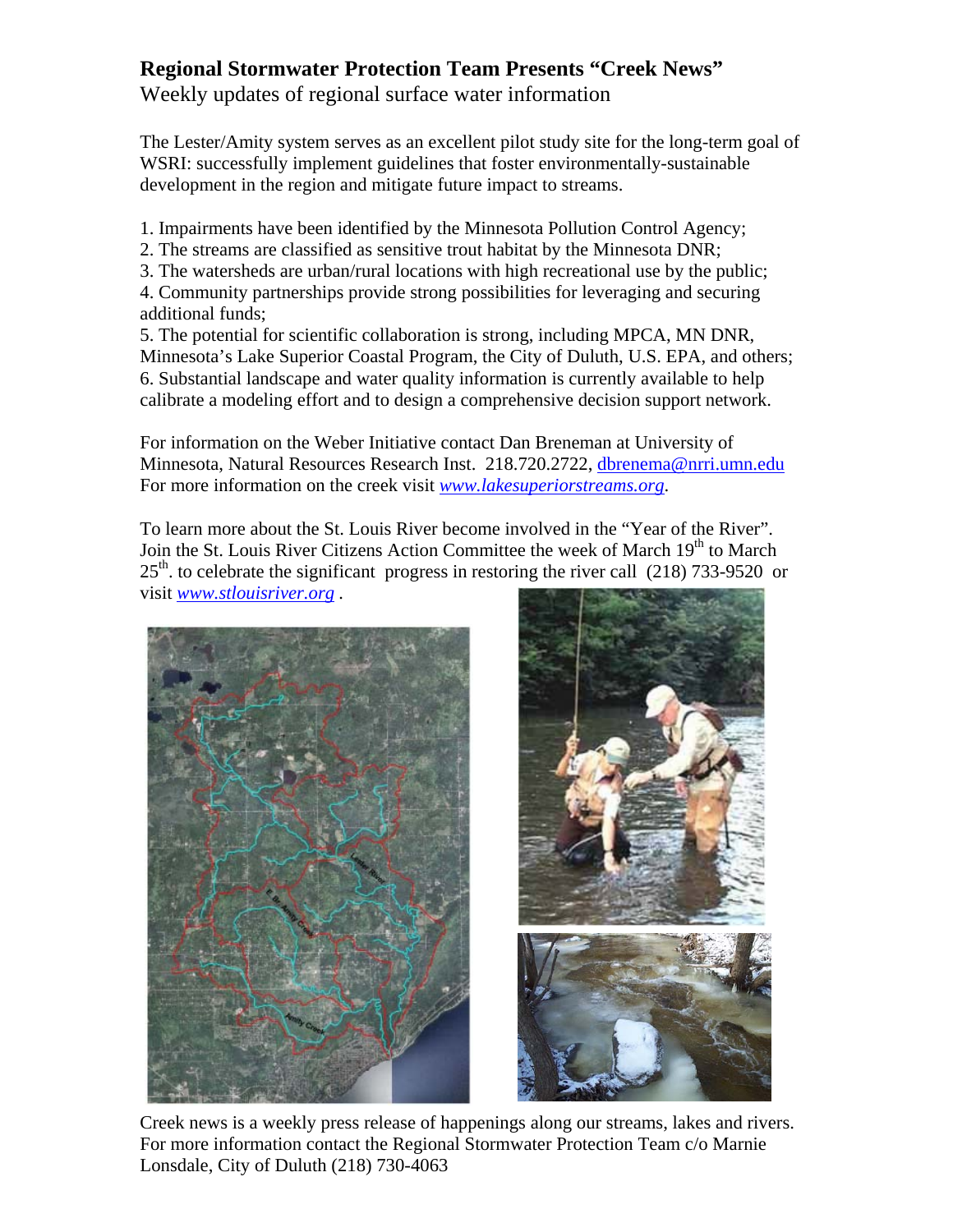## Regional Stormwater Protection Team Presents "Creek News"

Weekly updates of regional surface water information

The Lester/Amity system serves as an excellent pilot study site for the long-term goal of WSRI: successfully implement guidelines that foster environmentally-sustainable development in the region and mitigate future impact to streams.

1. Impairments have been identified by the Minnesota Pollution Control Agency;
2. The streams are classified as sensitive trout habitat by the Minnesota DNR;
3. The watersheds are urban/rural locations with high recreational use by the public;
4. Community partnerships provide strong possibilities for leveraging and securing additional funds;
5. The potential for scientific collaboration is strong, including MPCA, MN DNR, Minnesota's Lake Superior Coastal Program, the City of Duluth, U.S. EPA, and others;
6. Substantial landscape and water quality information is currently available to help calibrate a modeling effort and to design a comprehensive decision support network.

For information on the Weber Initiative contact Dan Breneman at University of Minnesota, Natural Resources Research Inst. 218.720.2722, dbrenema@nrri.umn.edu
For more information on the creek visit *www.lakesuperiorstreams.org*.

To learn more about the St. Louis River become involved in the "Year of the River". Join the St. Louis River Citizens Action Committee the week of March 19th to March 25th. to celebrate the significant progress in restoring the river call (218) 733-9520 or visit *www.stlouisriver.org* .

Creek news is a weekly press release of happenings along our streams, lakes and rivers. For more information contact the Regional Stormwater Protection Team c/o Marnie Lonsdale, City of Duluth (218) 730-4063